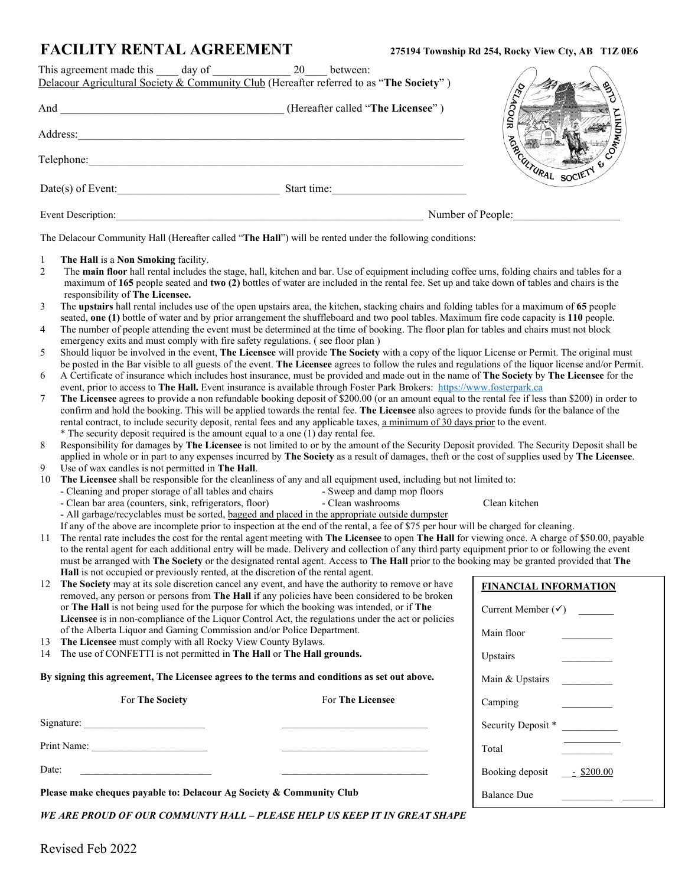# FACILITY RENTAL AGREEMENT

**275194 Township Rd 254, Rocky View Cty, AB T1Z 0E6**

This agreement made this ____ day of ______________ 20____ between:
Delacour Agricultural Society & Community Club (Hereafter referred to as "**The Society**" )

And ________________________________________ (Hereafter called "**The Licensee**" )

Address:_______________________________________________________________________

Telephone:_____________________________________________________________________

Date(s) of Event:_____________________________ Start time:_______________________

Event Description:_________________________________________________________ Number of People:___________________

The Delacour Community Hall (Hereafter called "**The Hall**") will be rented under the following conditions:

1. **The Hall** is a **Non Smoking** facility.
2. The **main floor** hall rental includes the stage, hall, kitchen and bar. Use of equipment including coffee urns, folding chairs and tables for a maximum of **165** people seated and **two (2)** bottles of water are included in the rental fee. Set up and take down of tables and chairs is the responsibility of **The Licensee.**
3. The **upstairs** hall rental includes use of the open upstairs area, the kitchen, stacking chairs and folding tables for a maximum of **65** people seated, **one (1)** bottle of water and by prior arrangement the shuffleboard and two pool tables. Maximum fire code capacity is **110** people.
4. The number of people attending the event must be determined at the time of booking. The floor plan for tables and chairs must not block emergency exits and must comply with fire safety regulations. ( see floor plan )
5. Should liquor be involved in the event, **The Licensee** will provide **The Society** with a copy of the liquor License or Permit. The original must be posted in the Bar visible to all guests of the event. **The Licensee** agrees to follow the rules and regulations of the liquor license and/or Permit.
6. A Certificate of insurance which includes host insurance, must be provided and made out in the name of **The Society** by **The Licensee** for the event, prior to access to **The Hall.** Event insurance is available through Foster Park Brokers: https://www.fosterpark.ca
7. **The Licensee** agrees to provide a non refundable booking deposit of $200.00 (or an amount equal to the rental fee if less than $200) in order to confirm and hold the booking. This will be applied towards the rental fee. **The Licensee** also agrees to provide funds for the balance of the rental contract, to include security deposit, rental fees and any applicable taxes, a minimum of 30 days prior to the event.
   \* The security deposit required is the amount equal to a one (1) day rental fee.
8. Responsibility for damages by **The Licensee** is not limited to or by the amount of the Security Deposit provided. The Security Deposit shall be applied in whole or in part to any expenses incurred by **The Society** as a result of damages, theft or the cost of supplies used by **The Licensee**.
9. Use of wax candles is not permitted in **The Hall**.
10. **The Licensee** shall be responsible for the cleanliness of any and all equipment used, including but not limited to:
    - Cleaning and proper storage of all tables and chairs
    - Sweep and damp mop floors
    - Clean bar area (counters, sink, refrigerators, floor)
    - Clean washrooms
    - Clean kitchen
    - All garbage/recyclables must be sorted, bagged and placed in the appropriate outside dumpster

    If any of the above are incomplete prior to inspection at the end of the rental, a fee of $75 per hour will be charged for cleaning.
11. The rental rate includes the cost for the rental agent meeting with **The Licensee** to open **The Hall** for viewing once. A charge of $50.00, payable to the rental agent for each additional entry will be made. Delivery and collection of any third party equipment prior to or following the event must be arranged with **The Society** or the designated rental agent. Access to **The Hall** prior to the booking may be granted provided that **The Hall** is not occupied or previously rented, at the discretion of the rental agent.
12. **The Society** may at its sole discretion cancel any event, and have the authority to remove or have removed, any person or persons from **The Hall** if any policies have been considered to be broken or **The Hall** is not being used for the purpose for which the booking was intended, or if **The Licensee** is in non-compliance of the Liquor Control Act, the regulations under the act or policies of the Alberta Liquor and Gaming Commission and/or Police Department.
13. **The Licensee** must comply with all Rocky View County Bylaws.
14. The use of CONFETTI is not permitted in **The Hall** or **The Hall grounds.**

**By signing this agreement, The Licensee agrees to the terms and conditions as set out above.**

| | For **The Society** | For **The Licensee** |
|---|---|---|
| Signature: | ______________________ | ______________________ |
| Print Name: | ______________________ | ______________________ |
| Date: | ______________________ | ______________________ |

**Please make cheques payable to: Delacour Ag Society & Community Club**

| **FINANCIAL INFORMATION** | |
|---|---|
| Current Member (✓) | _______ |
| Main floor | __________ |
| Upstairs | __________ |
| Main & Upstairs | __________ |
| Camping | __________ |
| Security Deposit * | __________ |
| Total | __________ |
| Booking deposit | - $200.00 |
| Balance Due | __________ |

***WE ARE PROUD OF OUR COMMUNTY HALL – PLEASE HELP US KEEP IT IN GREAT SHAPE***

Revised Feb 2022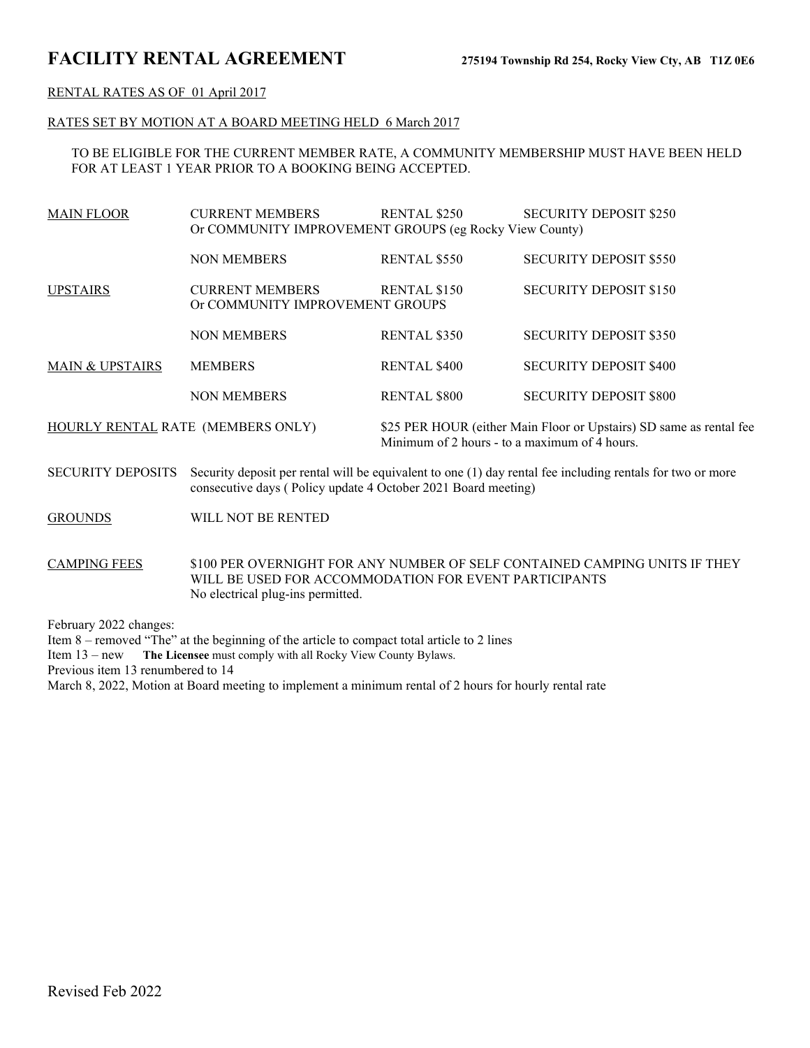# FACILITY RENTAL AGREEMENT

**275194 Township Rd 254, Rocky View Cty, AB T1Z 0E6**

RENTAL RATES AS OF 01 April 2017

RATES SET BY MOTION AT A BOARD MEETING HELD 6 March 2017

TO BE ELIGIBLE FOR THE CURRENT MEMBER RATE, A COMMUNITY MEMBERSHIP MUST HAVE BEEN HELD FOR AT LEAST 1 YEAR PRIOR TO A BOOKING BEING ACCEPTED.

| | | | |
|---|---|---|---|
| MAIN FLOOR | CURRENT MEMBERS Or COMMUNITY IMPROVEMENT GROUPS (eg Rocky View County) | RENTAL $250 | SECURITY DEPOSIT $250 |
| | NON MEMBERS | RENTAL $550 | SECURITY DEPOSIT $550 |
| UPSTAIRS | CURRENT MEMBERS Or COMMUNITY IMPROVEMENT GROUPS | RENTAL $150 | SECURITY DEPOSIT $150 |
| | NON MEMBERS | RENTAL $350 | SECURITY DEPOSIT $350 |
| MAIN & UPSTAIRS | MEMBERS | RENTAL $400 | SECURITY DEPOSIT $400 |
| | NON MEMBERS | RENTAL $800 | SECURITY DEPOSIT $800 |

HOURLY RENTAL RATE (MEMBERS ONLY) — $25 PER HOUR (either Main Floor or Upstairs) SD same as rental fee. Minimum of 2 hours - to a maximum of 4 hours.

SECURITY DEPOSITS — Security deposit per rental will be equivalent to one (1) day rental fee including rentals for two or more consecutive days ( Policy update 4 October 2021 Board meeting)

GROUNDS — WILL NOT BE RENTED

CAMPING FEES — $100 PER OVERNIGHT FOR ANY NUMBER OF SELF CONTAINED CAMPING UNITS IF THEY WILL BE USED FOR ACCOMMODATION FOR EVENT PARTICIPANTS
No electrical plug-ins permitted.

February 2022 changes:
Item 8 – removed "The" at the beginning of the article to compact total article to 2 lines
Item 13 – new **The Licensee** must comply with all Rocky View County Bylaws.
Previous item 13 renumbered to 14
March 8, 2022, Motion at Board meeting to implement a minimum rental of 2 hours for hourly rental rate

Revised Feb 2022